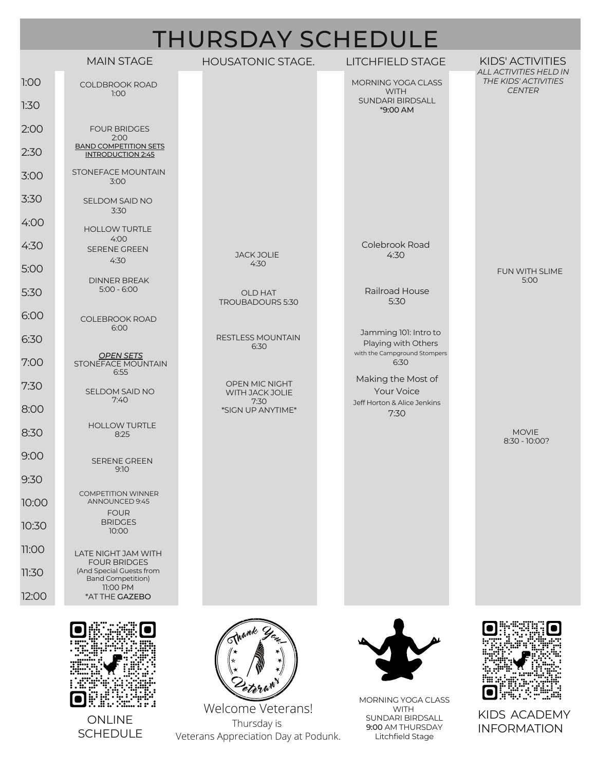# THURSDAY SCHEDULE

| | MAIN STAGE | HOUSATONIC STAGE. | LITCHFIELD STAGE | KIDS' ACTIVITIES *ALL ACTIVITIES HELD IN THE KIDS' ACTIVITIES CENTER* |
|---|---|---|---|---|
| 1:00 | COLDBROOK ROAD 1:00 | | MORNING YOGA CLASS WITH SUNDARI BIRDSALL *9:00 AM | |
| 1:30 | | | | |
| 2:00 | FOUR BRIDGES 2:00 | | | |
| 2:30 | BAND COMPETITION SETS INTRODUCTION 2:45 | | | |
| 3:00 | STONEFACE MOUNTAIN 3:00 | | | |
| 3:30 | SELDOM SAID NO 3:30 | | | |
| 4:00 | HOLLOW TURTLE 4:00 | | | |
| 4:30 | SERENE GREEN 4:30 | JACK JOLIE 4:30 | Colebrook Road 4:30 | |
| 5:00 | DINNER BREAK 5:00 - 6:00 | | | FUN WITH SLIME 5:00 |
| 5:30 | | OLD HAT TROUBADOURS 5:30 | Railroad House 5:30 | |
| 6:00 | COLEBROOK ROAD 6:00 | | | |
| 6:30 | | RESTLESS MOUNTAIN 6:30 | Jamming 101: Intro to Playing with Others with the Campground Stompers 6:30 | |
| 7:00 | *OPEN SETS* STONEFACE MOUNTAIN 6:55 | | | |
| 7:30 | SELDOM SAID NO 7:40 | OPEN MIC NIGHT WITH JACK JOLIE 7:30 *SIGN UP ANYTIME* | Making the Most of Your Voice Jeff Horton & Alice Jenkins 7:30 | |
| 8:00 | | | | |
| 8:30 | HOLLOW TURTLE 8:25 | | | MOVIE 8:30 - 10:00? |
| 9:00 | SERENE GREEN 9:10 | | | |
| 9:30 | COMPETITION WINNER ANNOUNCED 9:45 | | | |
| 10:00 | FOUR BRIDGES 10:00 | | | |
| 10:30 | | | | |
| 11:00 | LATE NIGHT JAM WITH FOUR BRIDGES (And Special Guests from Band Competition) 11:00 PM *AT THE **GAZEBO** | | | |
| 11:30 | | | | |
| 12:00 | | | | |

ONLINE SCHEDULE

Welcome Veterans!

Thursday is Veterans Appreciation Day at Podunk.

MORNING YOGA CLASS WITH SUNDARI BIRDSALL **9:00** AM THURSDAY Litchfield Stage

KIDS ACADEMY INFORMATION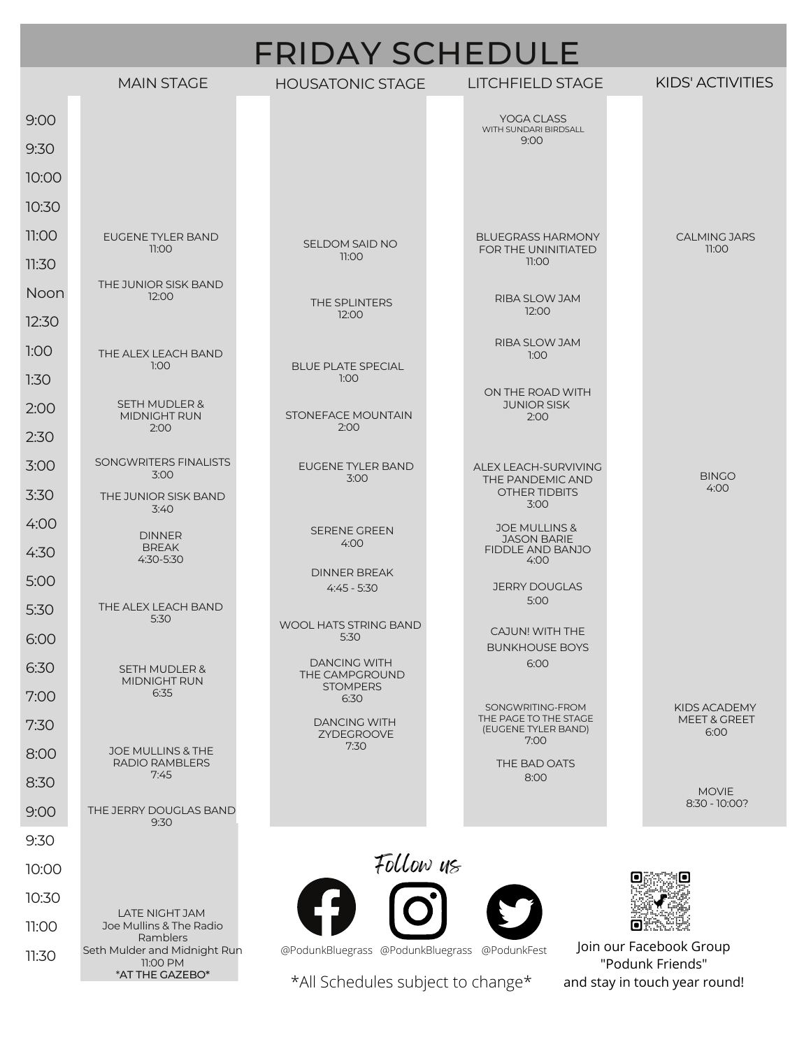# FRIDAY SCHEDULE

| | MAIN STAGE | HOUSATONIC STAGE | LITCHFIELD STAGE | KIDS' ACTIVITIES |
|---|---|---|---|---|
| 9:00 | | | YOGA CLASS WITH SUNDARI BIRDSALL 9:00 | |
| 9:30 | | | | |
| 10:00 | | | | |
| 10:30 | | | | |
| 11:00 | EUGENE TYLER BAND 11:00 | SELDOM SAID NO 11:00 | BLUEGRASS HARMONY FOR THE UNINITIATED 11:00 | CALMING JARS 11:00 |
| 11:30 | | | | |
| Noon | THE JUNIOR SISK BAND 12:00 | THE SPLINTERS 12:00 | RIBA SLOW JAM 12:00 | |
| 12:30 | | | | |
| 1:00 | THE ALEX LEACH BAND 1:00 | BLUE PLATE SPECIAL 1:00 | RIBA SLOW JAM 1:00 | |
| 1:30 | | | | |
| 2:00 | SETH MUDLER & MIDNIGHT RUN 2:00 | STONEFACE MOUNTAIN 2:00 | ON THE ROAD WITH JUNIOR SISK 2:00 | |
| 2:30 | | | | |
| 3:00 | SONGWRITERS FINALISTS 3:00 | EUGENE TYLER BAND 3:00 | ALEX LEACH-SURVIVING THE PANDEMIC AND OTHER TIDBITS 3:00 | |
| 3:30 | THE JUNIOR SISK BAND 3:40 | | | BINGO 4:00 |
| 4:00 | DINNER BREAK 4:30-5:30 | SERENE GREEN 4:00 | JOE MULLINS & JASON BARIE FIDDLE AND BANJO 4:00 | |
| 4:30 | | DINNER BREAK 4:45 - 5:30 | | |
| 5:00 | | | JERRY DOUGLAS 5:00 | |
| 5:30 | THE ALEX LEACH BAND 5:30 | WOOL HATS STRING BAND 5:30 | | |
| 6:00 | | | CAJUN! WITH THE BUNKHOUSE BOYS 6:00 | |
| 6:30 | SETH MUDLER & MIDNIGHT RUN 6:35 | DANCING WITH THE CAMPGROUND STOMPERS 6:30 | | |
| 7:00 | | | SONGWRITING-FROM THE PAGE TO THE STAGE (EUGENE TYLER BAND) 7:00 | KIDS ACADEMY MEET & GREET 6:00 |
| 7:30 | | DANCING WITH ZYDEGROOVE 7:30 | | |
| 8:00 | JOE MULLINS & THE RADIO RAMBLERS 7:45 | | THE BAD OATS 8:00 | |
| 8:30 | | | | MOVIE 8:30 - 10:00? |
| 9:00 | THE JERRY DOUGLAS BAND 9:30 | | | |
| 9:30 | | | | |
| 10:00 | | | | |
| 10:30 | | | | |
| 11:00 | LATE NIGHT JAM Joe Mullins & The Radio Ramblers Seth Mulder and Midnight Run 11:00 PM *AT THE GAZEBO* | | | |
| 11:30 | | | | |

Follow us

@PodunkBluegrass @PodunkBluegrass @PodunkFest

*All Schedules subject to change*

Join our Facebook Group "Podunk Friends" and stay in touch year round!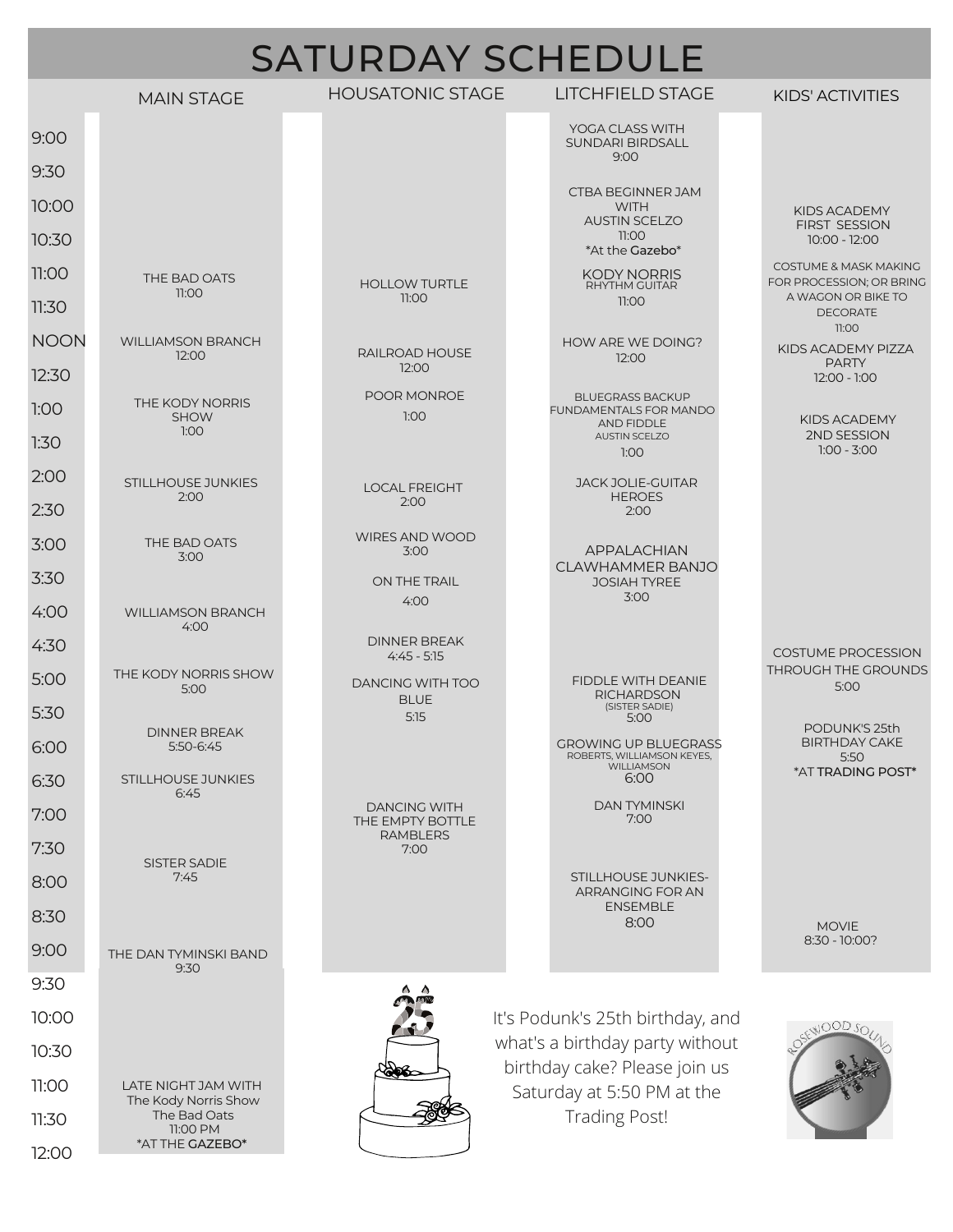# SATURDAY SCHEDULE

| | MAIN STAGE | HOUSATONIC STAGE | LITCHFIELD STAGE | KIDS' ACTIVITIES |
|---|---|---|---|---|
| 9:00 | | | YOGA CLASS WITH SUNDARI BIRDSALL 9:00 | |
| 9:30 | | | | |
| 10:00 | | | CTBA BEGINNER JAM WITH AUSTIN SCELZO 11:00 *At the Gazebo* | KIDS ACADEMY FIRST SESSION 10:00 - 12:00 |
| 10:30 | | | | |
| 11:00 | THE BAD OATS 11:00 | HOLLOW TURTLE 11:00 | KODY NORRIS RHYTHM GUITAR 11:00 | COSTUME & MASK MAKING FOR PROCESSION; OR BRING A WAGON OR BIKE TO DECORATE 11:00 |
| 11:30 | | | | |
| NOON | WILLIAMSON BRANCH 12:00 | RAILROAD HOUSE 12:00 | HOW ARE WE DOING? 12:00 | KIDS ACADEMY PIZZA PARTY 12:00 - 1:00 |
| 12:30 | | POOR MONROE 1:00 | BLUEGRASS BACKUP FUNDAMENTALS FOR MANDO AND FIDDLE AUSTIN SCELZO 1:00 | |
| 1:00 | THE KODY NORRIS SHOW 1:00 | | | KIDS ACADEMY 2ND SESSION 1:00 - 3:00 |
| 1:30 | | | | |
| 2:00 | STILLHOUSE JUNKIES 2:00 | LOCAL FREIGHT 2:00 | JACK JOLIE-GUITAR HEROES 2:00 | |
| 2:30 | | WIRES AND WOOD 3:00 | | |
| 3:00 | THE BAD OATS 3:00 | | APPALACHIAN CLAWHAMMER BANJO JOSIAH TYREE 3:00 | |
| 3:30 | | ON THE TRAIL 4:00 | | |
| 4:00 | WILLIAMSON BRANCH 4:00 | | | |
| 4:30 | | DINNER BREAK 4:45 - 5:15 | | COSTUME PROCESSION THROUGH THE GROUNDS 5:00 |
| 5:00 | THE KODY NORRIS SHOW 5:00 | DANCING WITH TOO BLUE 5:15 | FIDDLE WITH DEANIE RICHARDSON (SISTER SADIE) 5:00 | |
| 5:30 | DINNER BREAK 5:50-6:45 | | | PODUNK'S 25th BIRTHDAY CAKE 5:50 *AT TRADING POST* |
| 6:00 | | | GROWING UP BLUEGRASS ROBERTS, WILLIAMSON KEYES, WILLIAMSON 6:00 | |
| 6:30 | STILLHOUSE JUNKIES 6:45 | | | |
| 7:00 | | DANCING WITH THE EMPTY BOTTLE RAMBLERS 7:00 | DAN TYMINSKI 7:00 | |
| 7:30 | SISTER SADIE 7:45 | | | |
| 8:00 | | | STILLHOUSE JUNKIES-ARRANGING FOR AN ENSEMBLE 8:00 | |
| 8:30 | | | | MOVIE 8:30 - 10:00? |
| 9:00 | THE DAN TYMINSKI BAND 9:30 | | | |
| 9:30 | | | | |
| 10:00 | | | | |
| 10:30 | | | | |
| 11:00 | LATE NIGHT JAM WITH The Kody Norris Show The Bad Oats 11:00 PM *AT THE GAZEBO* | | | |
| 11:30 | | | | |
| 12:00 | | | | |

It's Podunk's 25th birthday, and what's a birthday party without birthday cake? Please join us Saturday at 5:50 PM at the Trading Post!

ROSEWOOD SOUND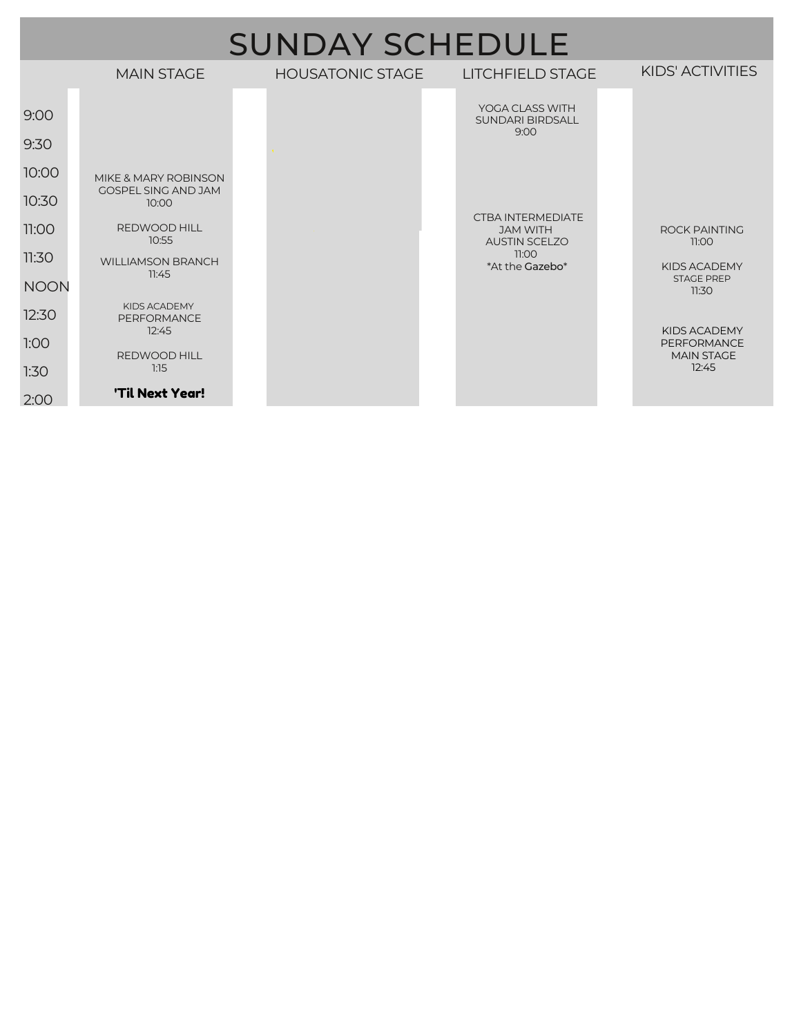# SUNDAY SCHEDULE

| | MAIN STAGE | HOUSATONIC STAGE | LITCHFIELD STAGE | KIDS' ACTIVITIES |
|---|---|---|---|---|
| 9:00 | | | YOGA CLASS WITH SUNDARI BIRDSALL 9:00 | |
| 9:30 | | | | |
| 10:00 | MIKE & MARY ROBINSON GOSPEL SING AND JAM 10:00 | | | |
| 10:30 | | | | |
| 11:00 | REDWOOD HILL 10:55 | | CTBA INTERMEDIATE JAM WITH AUSTIN SCELZO 11:00 *At the Gazebo* | ROCK PAINTING 11:00 |
| 11:30 | WILLIAMSON BRANCH 11:45 | | | KIDS ACADEMY STAGE PREP 11:30 |
| NOON | | | | |
| 12:30 | KIDS ACADEMY PERFORMANCE 12:45 | | | KIDS ACADEMY PERFORMANCE MAIN STAGE 12:45 |
| 1:00 | REDWOOD HILL 1:15 | | | |
| 1:30 | | | | |
| 2:00 | **'Til Next Year!** | | | |